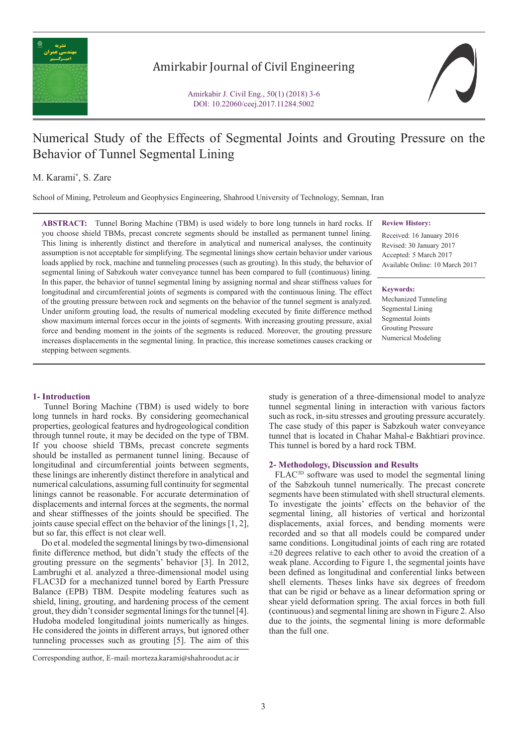# Numerical Study of the Effects of Segmental Joints and Grouting Pressure on the Behavior of Tunnel Segmental Lining

M. Karami*, S. Zare

School of Mining, Petroleum and Geophysics Engineering, Shahrood University of Technology, Semnan, Iran

**ABSTRACT:** Tunnel Boring Machine (TBM) is used widely to bore long tunnels in hard rocks. If you choose shield TBMs, precast concrete segments should be installed as permanent tunnel lining. This lining is inherently distinct and therefore in analytical and numerical analyses, the continuity assumption is not acceptable for simplifying. The segmental linings show certain behavior under various loads applied by rock, machine and tunneling processes (such as grouting). In this study, the behavior of segmental lining of Sabzkouh water conveyance tunnel has been compared to full (continuous) lining. In this paper, the behavior of tunnel segmental lining by assigning normal and shear stiffness values for longitudinal and circumferential joints of segments is compared with the continuous lining. The effect of the grouting pressure between rock and segments on the behavior of the tunnel segment is analyzed. Under uniform grouting load, the results of numerical modeling executed by finite difference method show maximum internal forces occur in the joints of segments. With increasing grouting pressure, axial force and bending moment in the joints of the segments is reduced. Moreover, the grouting pressure increases displacements in the segmental lining. In practice, this increase sometimes causes cracking or stepping between segments.

**Review History:**

Received: 16 January 2016
Revised: 30 January 2017
Accepted: 5 March 2017
Available Online: 10 March 2017

**Keywords:**

Mechanized Tunneling
Segmental Lining
Segmental Joints
Grouting Pressure
Numerical Modeling

## 1- Introduction

Tunnel Boring Machine (TBM) is used widely to bore long tunnels in hard rocks. By considering geomechanical properties, geological features and hydrogeological condition through tunnel route, it may be decided on the type of TBM. If you choose shield TBMs, precast concrete segments should be installed as permanent tunnel lining. Because of longitudinal and circumferential joints between segments, these linings are inherently distinct therefore in analytical and numerical calculations, assuming full continuity for segmental linings cannot be reasonable. For accurate determination of displacements and internal forces at the segments, the normal and shear stiffnesses of the joints should be specified. The joints cause special effect on the behavior of the linings [1, 2], but so far, this effect is not clear well.

Do et al. modeled the segmental linings by two-dimensional finite difference method, but didn't study the effects of the grouting pressure on the segments' behavior [3]. In 2012, Lambrughi et al. analyzed a three-dimensional model using FLAC3D for a mechanized tunnel bored by Earth Pressure Balance (EPB) TBM. Despite modeling features such as shield, lining, grouting, and hardening process of the cement grout, they didn't consider segmental linings for the tunnel [4]. Hudoba modeled longitudinal joints numerically as hinges. He considered the joints in different arrays, but ignored other tunneling processes such as grouting [5]. The aim of this study is generation of a three-dimensional model to analyze tunnel segmental lining in interaction with various factors such as rock, in-situ stresses and grouting pressure accurately. The case study of this paper is Sabzkouh water conveyance tunnel that is located in Chahar Mahal-e Bakhtiari province. This tunnel is bored by a hard rock TBM.

## 2- Methodology, Discussion and Results

FLAC$^{3D}$ software was used to model the segmental lining of the Sabzkouh tunnel numerically. The precast concrete segments have been stimulated with shell structural elements. To investigate the joints' effects on the behavior of the segmental lining, all histories of vertical and horizontal displacements, axial forces, and bending moments were recorded and so that all models could be compared under same conditions. Longitudinal joints of each ring are rotated ±20 degrees relative to each other to avoid the creation of a weak plane. According to Figure 1, the segmental joints have been defined as longitudinal and conferential links between shell elements. Theses links have six degrees of freedom that can be rigid or behave as a linear deformation spring or shear yield deformation spring. The axial forces in both full (continuous) and segmental lining are shown in Figure 2. Also due to the joints, the segmental lining is more deformable than the full one.

Corresponding author, E-mail: morteza.karami@shahroodut.ac.ir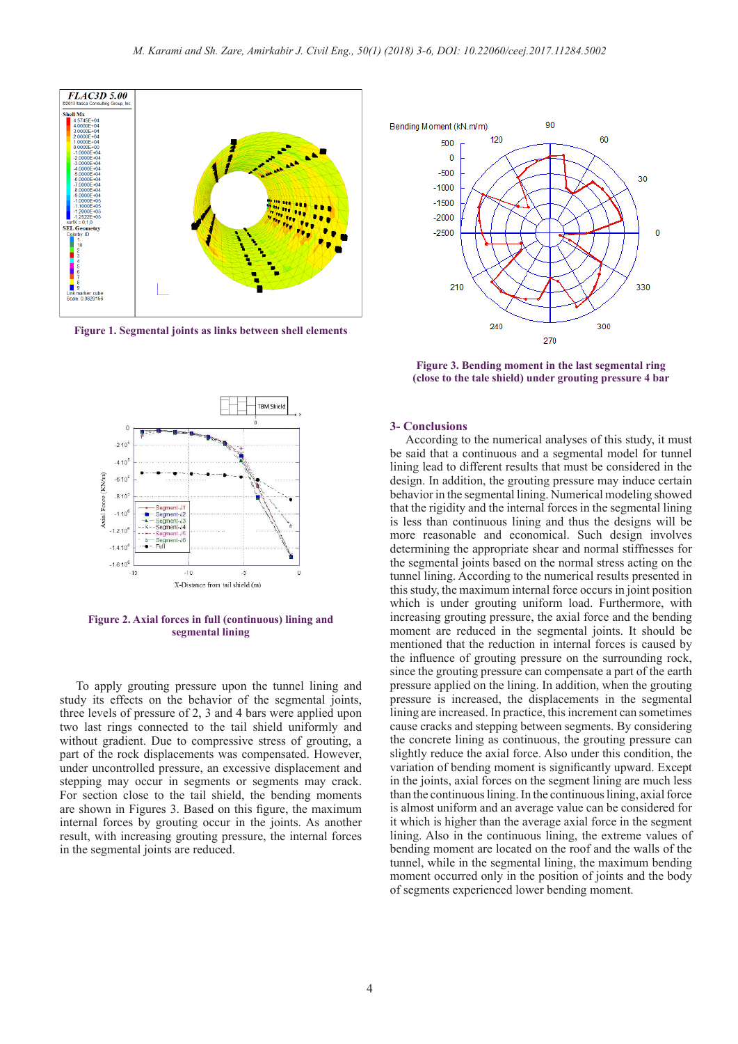Figure 1. Segmental joints as links between shell elements

Figure 3. Bending moment in the last segmental ring (close to the tale shield) under grouting pressure 4 bar

Figure 2. Axial forces in full (continuous) lining and segmental lining

To apply grouting pressure upon the tunnel lining and study its effects on the behavior of the segmental joints, three levels of pressure of 2, 3 and 4 bars were applied upon two last rings connected to the tail shield uniformly and without gradient. Due to compressive stress of grouting, a part of the rock displacements was compensated. However, under uncontrolled pressure, an excessive displacement and stepping may occur in segments or segments may crack. For section close to the tail shield, the bending moments are shown in Figures 3. Based on this figure, the maximum internal forces by grouting occur in the joints. As another result, with increasing grouting pressure, the internal forces in the segmental joints are reduced.

## 3- Conclusions

According to the numerical analyses of this study, it must be said that a continuous and a segmental model for tunnel lining lead to different results that must be considered in the design. In addition, the grouting pressure may induce certain behavior in the segmental lining. Numerical modeling showed that the rigidity and the internal forces in the segmental lining is less than continuous lining and thus the designs will be more reasonable and economical. Such design involves determining the appropriate shear and normal stiffnesses for the segmental joints based on the normal stress acting on the tunnel lining. According to the numerical results presented in this study, the maximum internal force occurs in joint position which is under grouting uniform load. Furthermore, with increasing grouting pressure, the axial force and the bending moment are reduced in the segmental joints. It should be mentioned that the reduction in internal forces is caused by the influence of grouting pressure on the surrounding rock, since the grouting pressure can compensate a part of the earth pressure applied on the lining. In addition, when the grouting pressure is increased, the displacements in the segmental lining are increased. In practice, this increment can sometimes cause cracks and stepping between segments. By considering the concrete lining as continuous, the grouting pressure can slightly reduce the axial force. Also under this condition, the variation of bending moment is significantly upward. Except in the joints, axial forces on the segment lining are much less than the continuous lining. In the continuous lining, axial force is almost uniform and an average value can be considered for it which is higher than the average axial force in the segment lining. Also in the continuous lining, the extreme values of bending moment are located on the roof and the walls of the tunnel, while in the segmental lining, the maximum bending moment occurred only in the position of joints and the body of segments experienced lower bending moment.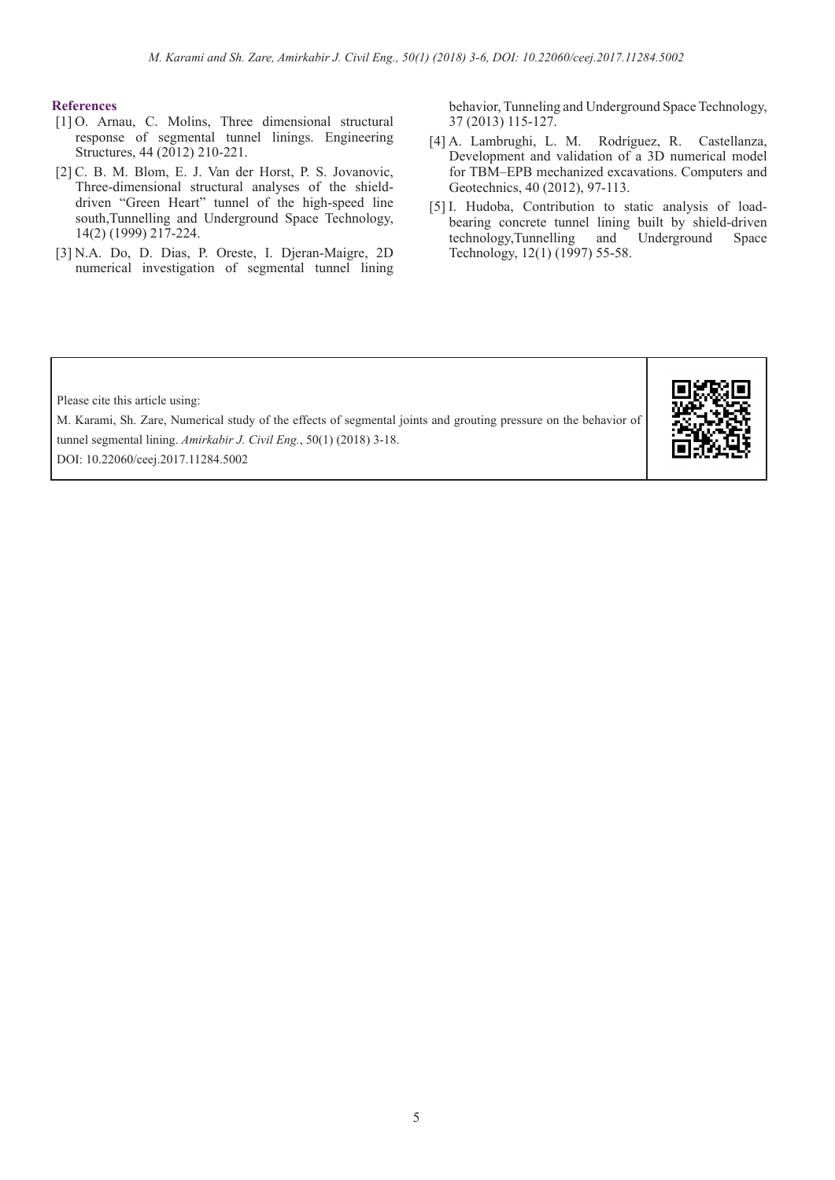**References**

[1] O. Arnau, C. Molins, Three dimensional structural response of segmental tunnel linings. Engineering Structures, 44 (2012) 210-221.

[2] C. B. M. Blom, E. J. Van der Horst, P. S. Jovanovic, Three-dimensional structural analyses of the shield-driven "Green Heart" tunnel of the high-speed line south,Tunnelling and Underground Space Technology, 14(2) (1999) 217-224.

[3] N.A. Do, D. Dias, P. Oreste, I. Djeran-Maigre, 2D numerical investigation of segmental tunnel lining behavior, Tunneling and Underground Space Technology, 37 (2013) 115-127.

[4] A. Lambrughi, L. M. Rodríguez, R. Castellanza, Development and validation of a 3D numerical model for TBM–EPB mechanized excavations. Computers and Geotechnics, 40 (2012), 97-113.

[5] I. Hudoba, Contribution to static analysis of load-bearing concrete tunnel lining built by shield-driven technology,Tunnelling and Underground Space Technology, 12(1) (1997) 55-58.

Please cite this article using:

M. Karami, Sh. Zare, Numerical study of the effects of segmental joints and grouting pressure on the behavior of tunnel segmental lining. *Amirkabir J. Civil Eng.*, 50(1) (2018) 3-18.

DOI: 10.22060/ceej.2017.11284.5002